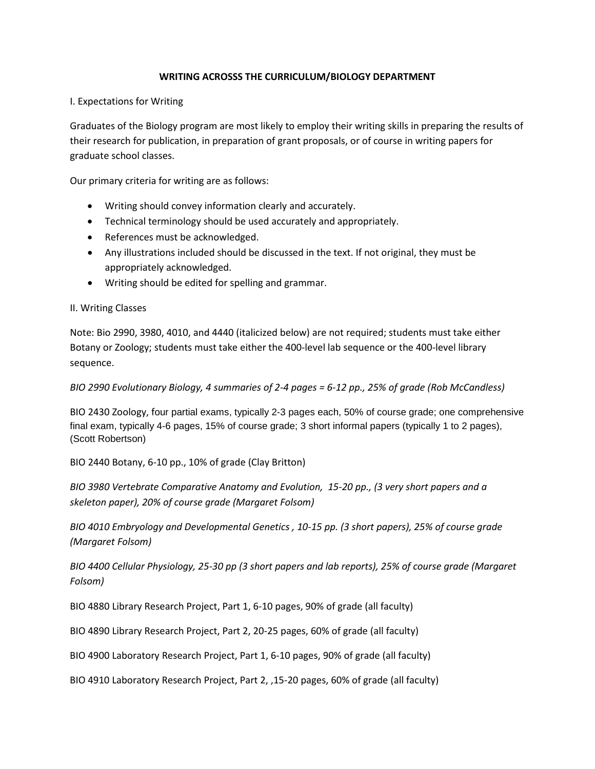**WRITING ACROSSS THE CURRICULUM/BIOLOGY DEPARTMENT**

I. Expectations for Writing

Graduates of the Biology program are most likely to employ their writing skills in preparing the results of their research for publication, in preparation of grant proposals, or of course in writing papers for graduate school classes.

Our primary criteria for writing are as follows:

- Writing should convey information clearly and accurately.
- Technical terminology should be used accurately and appropriately.
- References must be acknowledged.
- Any illustrations included should be discussed in the text. If not original, they must be appropriately acknowledged.
- Writing should be edited for spelling and grammar.

II. Writing Classes

Note: Bio 2990, 3980, 4010, and 4440 (italicized below) are not required; students must take either Botany or Zoology; students must take either the 400-level lab sequence or the 400-level library sequence.

*BIO 2990 Evolutionary Biology, 4 summaries of 2-4 pages = 6-12 pp., 25% of grade (Rob McCandless)*

BIO 2430 Zoology, four partial exams, typically 2-3 pages each, 50% of course grade; one comprehensive final exam, typically 4-6 pages, 15% of course grade; 3 short informal papers (typically 1 to 2 pages), (Scott Robertson)

BIO 2440 Botany, 6-10 pp., 10% of grade (Clay Britton)

*BIO 3980 Vertebrate Comparative Anatomy and Evolution, 15-20 pp., (3 very short papers and a skeleton paper), 20% of course grade (Margaret Folsom)*

*BIO 4010 Embryology and Developmental Genetics , 10-15 pp. (3 short papers), 25% of course grade (Margaret Folsom)*

*BIO 4400 Cellular Physiology, 25-30 pp (3 short papers and lab reports), 25% of course grade (Margaret Folsom)*

BIO 4880 Library Research Project, Part 1, 6-10 pages, 90% of grade (all faculty)

BIO 4890 Library Research Project, Part 2, 20-25 pages, 60% of grade (all faculty)

BIO 4900 Laboratory Research Project, Part 1, 6-10 pages, 90% of grade (all faculty)

BIO 4910 Laboratory Research Project, Part 2, ,15-20 pages, 60% of grade (all faculty)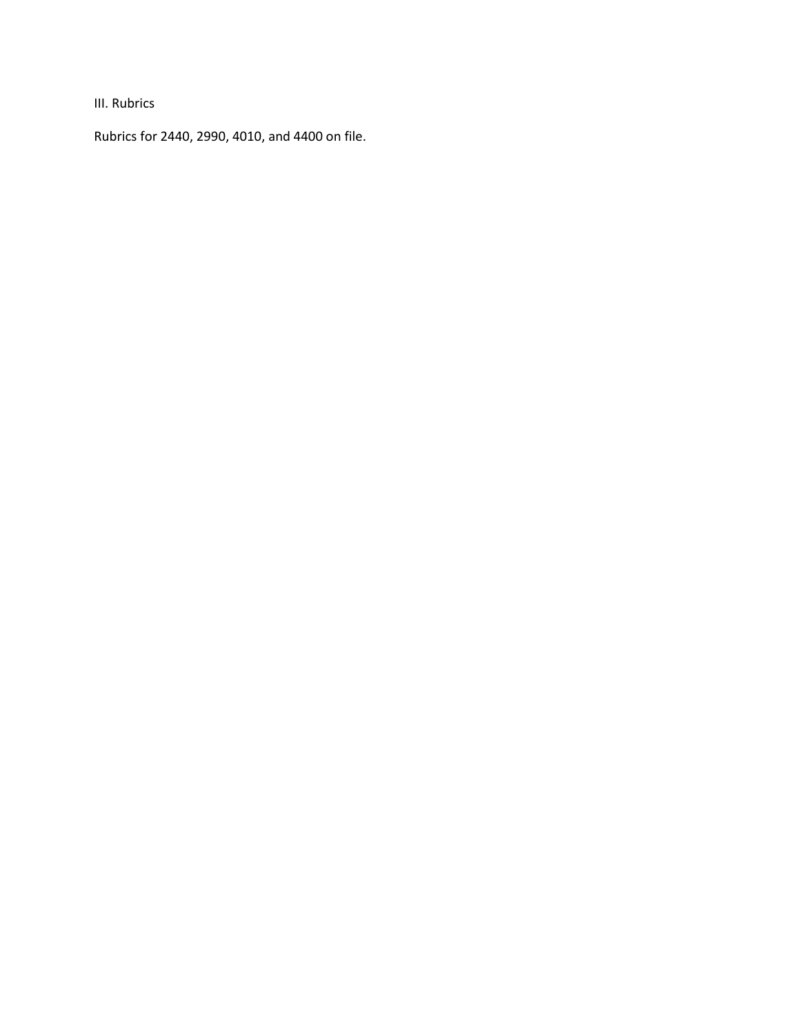## III. Rubrics

Rubrics for 2440, 2990, 4010, and 4400 on file.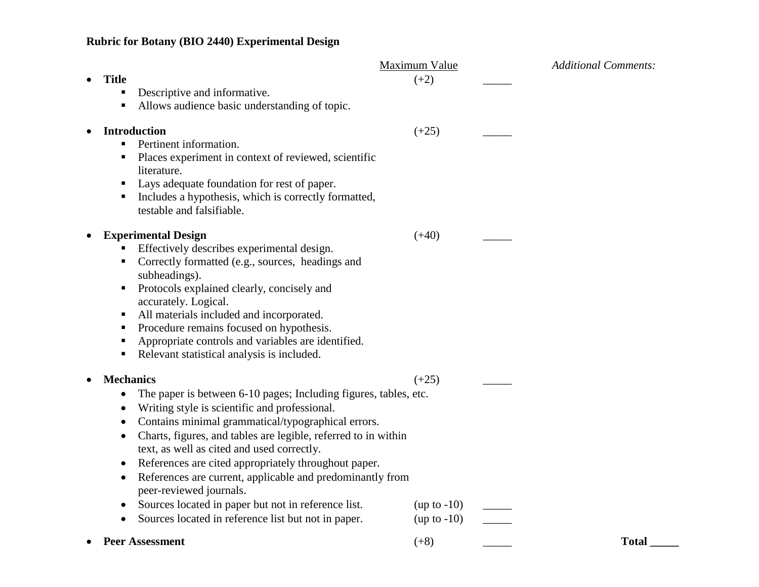**Rubric for Botany (BIO 2440) Experimental Design**

| | Maximum Value | | *Additional Comments:* |
|---|---|---|---|
| • **Title** | (+2) | _____ | |
| ▪ Descriptive and informative.<br>▪ Allows audience basic understanding of topic. | | | |
| • **Introduction** | (+25) | _____ | |
| ▪ Pertinent information.<br>▪ Places experiment in context of reviewed, scientific literature.<br>▪ Lays adequate foundation for rest of paper.<br>▪ Includes a hypothesis, which is correctly formatted, testable and falsifiable. | | | |
| • **Experimental Design** | (+40) | _____ | |
| ▪ Effectively describes experimental design.<br>▪ Correctly formatted (e.g., sources, headings and subheadings).<br>▪ Protocols explained clearly, concisely and accurately. Logical.<br>▪ All materials included and incorporated.<br>▪ Procedure remains focused on hypothesis.<br>▪ Appropriate controls and variables are identified.<br>▪ Relevant statistical analysis is included. | | | |
| • **Mechanics** | (+25) | _____ | |
| • The paper is between 6-10 pages; Including figures, tables, etc.<br>• Writing style is scientific and professional.<br>• Contains minimal grammatical/typographical errors.<br>• Charts, figures, and tables are legible, referred to in within text, as well as cited and used correctly.<br>• References are cited appropriately throughout paper.<br>• References are current, applicable and predominantly from peer-reviewed journals. | | | |
| • Sources located in paper but not in reference list. | (up to -10) | _____ | |
| • Sources located in reference list but not in paper. | (up to -10) | _____ | |
| • **Peer Assessment** | (+8) | _____ | **Total _____** |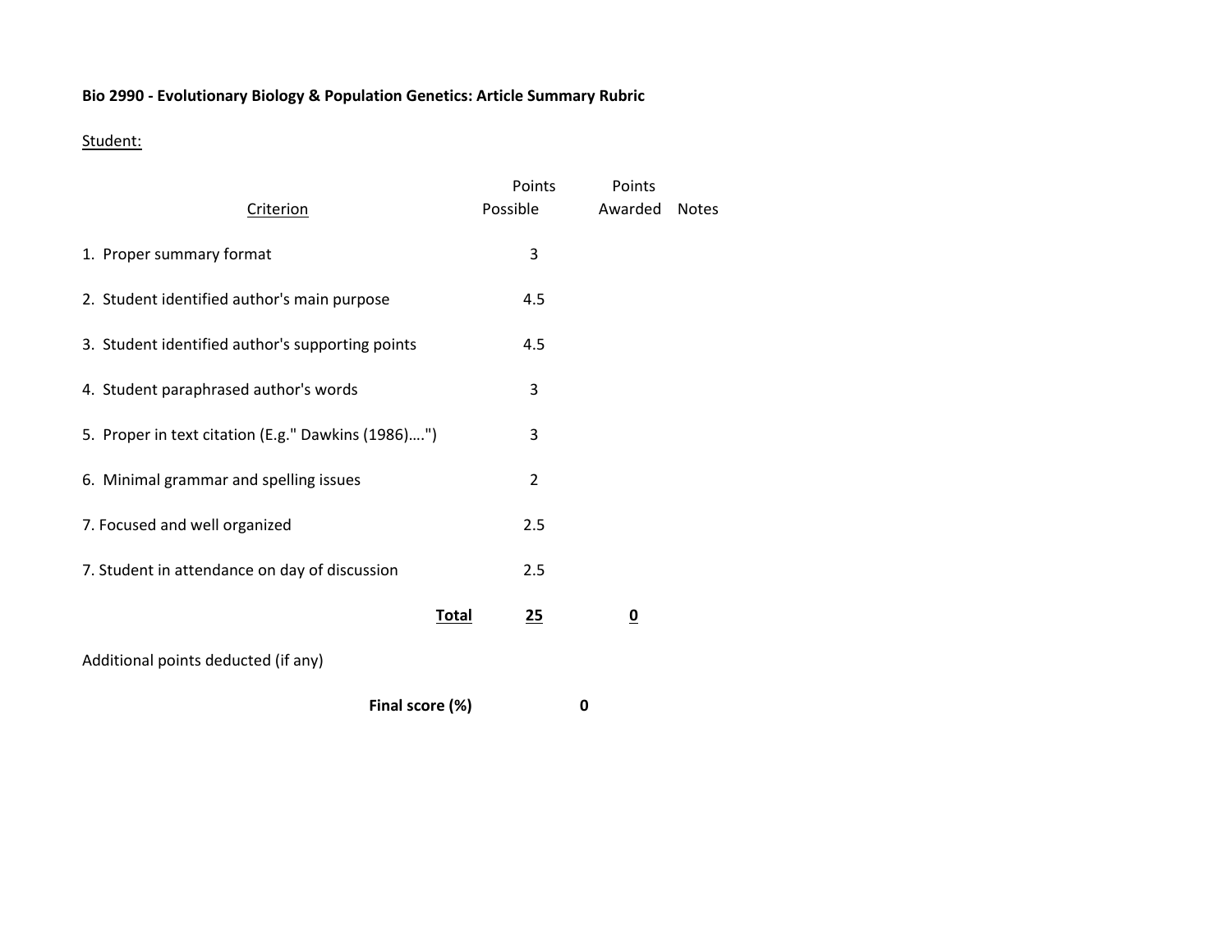**Bio 2990 - Evolutionary Biology & Population Genetics: Article Summary Rubric**

Student:

| Criterion | Points Possible | Points Awarded | Notes |
|---|---|---|---|
| 1. Proper summary format | 3 | | |
| 2. Student identified author's main purpose | 4.5 | | |
| 3. Student identified author's supporting points | 4.5 | | |
| 4. Student paraphrased author's words | 3 | | |
| 5. Proper in text citation (E.g." Dawkins (1986)….") | 3 | | |
| 6. Minimal grammar and spelling issues | 2 | | |
| 7. Focused and well organized | 2.5 | | |
| 7. Student in attendance on day of discussion | 2.5 | | |
| **Total** | **25** | **0** | |

Additional points deducted (if any)

**Final score (%)** **0**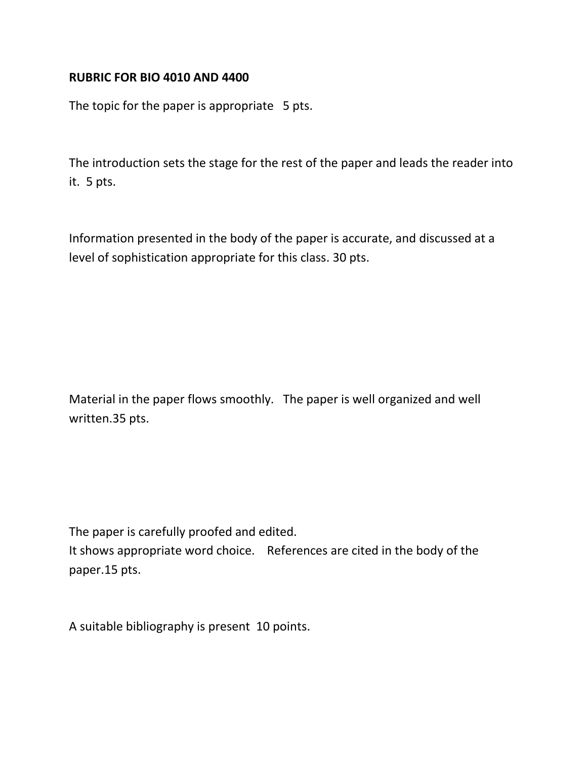**RUBRIC FOR BIO 4010 AND 4400**

The topic for the paper is appropriate 5 pts.

The introduction sets the stage for the rest of the paper and leads the reader into it. 5 pts.

Information presented in the body of the paper is accurate, and discussed at a level of sophistication appropriate for this class. 30 pts.

Material in the paper flows smoothly. The paper is well organized and well written.35 pts.

The paper is carefully proofed and edited.
It shows appropriate word choice. References are cited in the body of the paper.15 pts.

A suitable bibliography is present 10 points.